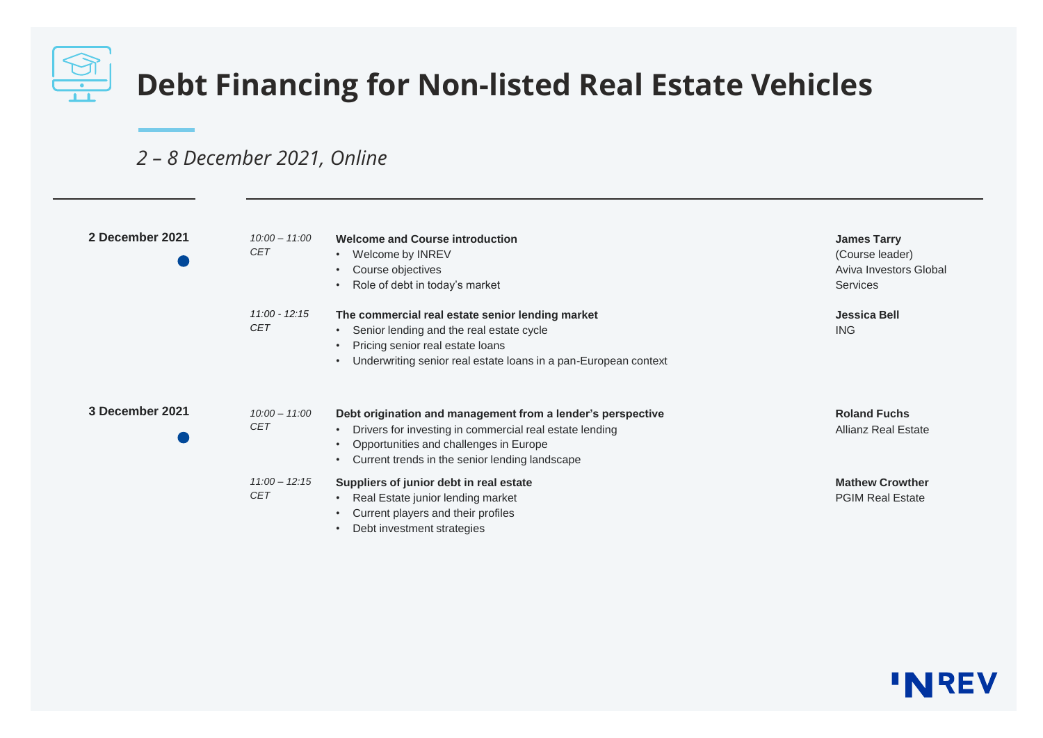# Debt Financing for Non-listed Real Estate Vehicles

*2 – 8 December 2021, Online*

| Date | Time | Session | Speaker |
|---|---|---|---|
| **2 December 2021** | *10:00 – 11:00 CET* | **Welcome and Course introduction**<br>• Welcome by INREV<br>• Course objectives<br>• Role of debt in today's market | **James Tarry**<br>(Course leader)<br>Aviva Investors Global Services |
| | *11:00 - 12:15 CET* | **The commercial real estate senior lending market**<br>• Senior lending and the real estate cycle<br>• Pricing senior real estate loans<br>• Underwriting senior real estate loans in a pan-European context | **Jessica Bell**<br>ING |
| **3 December 2021** | *10:00 – 11:00 CET* | **Debt origination and management from a lender's perspective**<br>• Drivers for investing in commercial real estate lending<br>• Opportunities and challenges in Europe<br>• Current trends in the senior lending landscape | **Roland Fuchs**<br>Allianz Real Estate |
| | *11:00 – 12:15 CET* | **Suppliers of junior debt in real estate**<br>• Real Estate junior lending market<br>• Current players and their profiles<br>• Debt investment strategies | **Mathew Crowther**<br>PGIM Real Estate |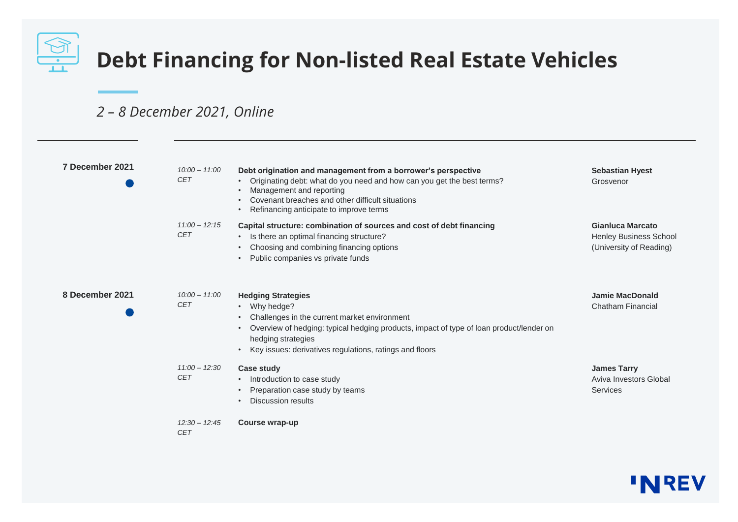# Debt Financing for Non-listed Real Estate Vehicles

*2 – 8 December 2021, Online*

## 7 December 2021

*10:00 – 11:00 CET*

**Debt origination and management from a borrower's perspective**

- Originating debt: what do you need and how can you get the best terms?
- Management and reporting
- Covenant breaches and other difficult situations
- Refinancing anticipate to improve terms

**Sebastian Hyest**
Grosvenor

*11:00 – 12:15 CET*

**Capital structure: combination of sources and cost of debt financing**

- Is there an optimal financing structure?
- Choosing and combining financing options
- Public companies vs private funds

**Gianluca Marcato**
Henley Business School (University of Reading)

## 8 December 2021

*10:00 – 11:00 CET*

**Hedging Strategies**

- Why hedge?
- Challenges in the current market environment
- Overview of hedging: typical hedging products, impact of type of loan product/lender on hedging strategies
- Key issues: derivatives regulations, ratings and floors

**Jamie MacDonald**
Chatham Financial

*11:00 – 12:30 CET*

**Case study**

- Introduction to case study
- Preparation case study by teams
- Discussion results

**James Tarry**
Aviva Investors Global Services

*12:30 – 12:45 CET*

**Course wrap-up**

INREV